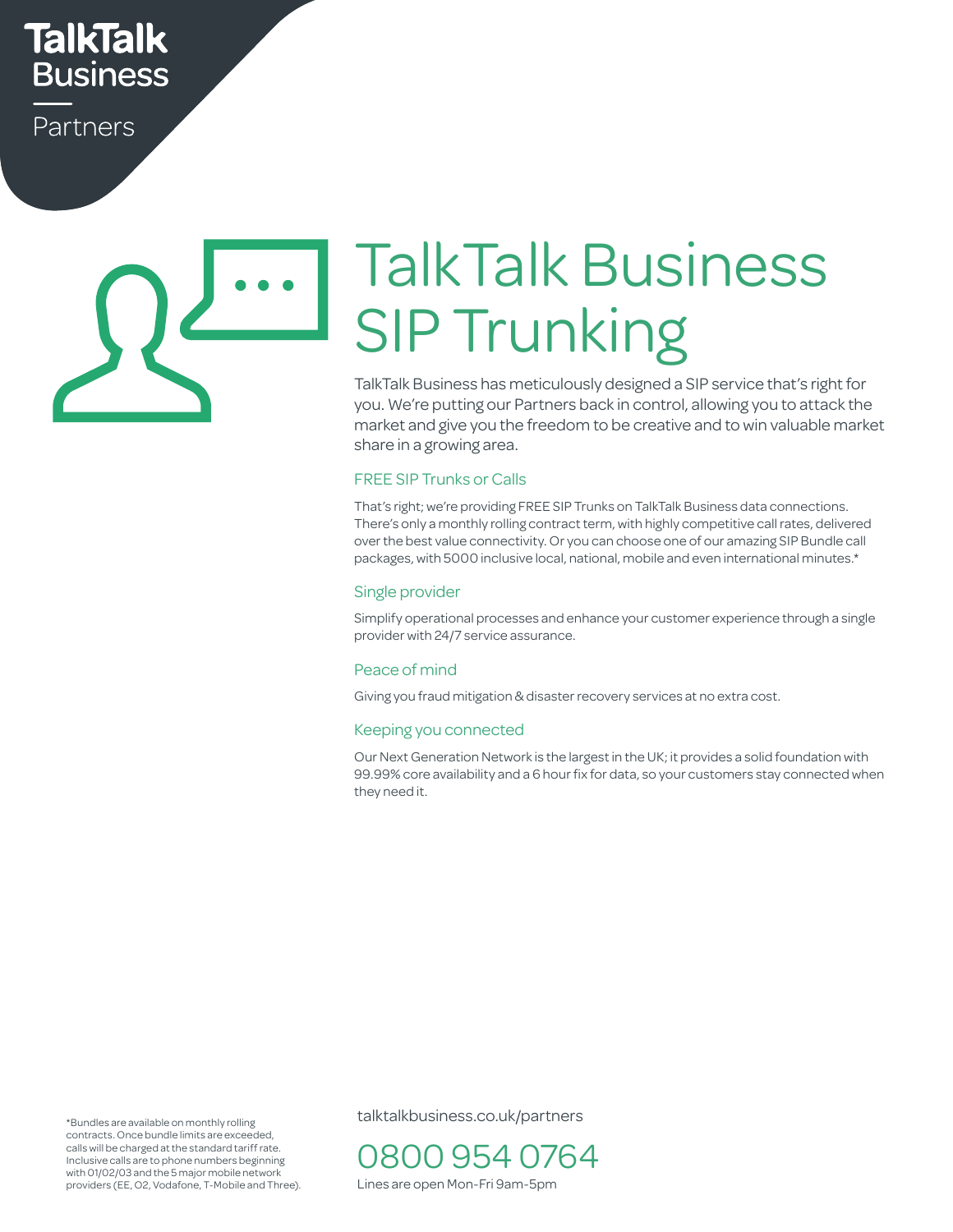TalkTalk Business

Partners

# TalkTalk Business SIP Trunking

TalkTalk Business has meticulously designed a SIP service that's right for you. We're putting our Partners back in control, allowing you to attack the market and give you the freedom to be creative and to win valuable market share in a growing area.

## FREE SIP Trunks or Calls

That's right; we're providing FREE SIP Trunks on TalkTalk Business data connections. There's only a monthly rolling contract term, with highly competitive call rates, delivered over the best value connectivity. Or you can choose one of our amazing SIP Bundle call packages, with 5000 inclusive local, national, mobile and even international minutes.*

## Single provider

Simplify operational processes and enhance your customer experience through a single provider with 24/7 service assurance.

## Peace of mind

Giving you fraud mitigation & disaster recovery services at no extra cost.

## Keeping you connected

Our Next Generation Network is the largest in the UK; it provides a solid foundation with 99.99% core availability and a 6 hour fix for data, so your customers stay connected when they need it.

*Bundles are available on monthly rolling contracts. Once bundle limits are exceeded, calls will be charged at the standard tariff rate. Inclusive calls are to phone numbers beginning with 01/02/03 and the 5 major mobile network providers (EE, O2, Vodafone, T-Mobile and Three).

talktalkbusiness.co.uk/partners

0800 954 0764

Lines are open Mon-Fri 9am-5pm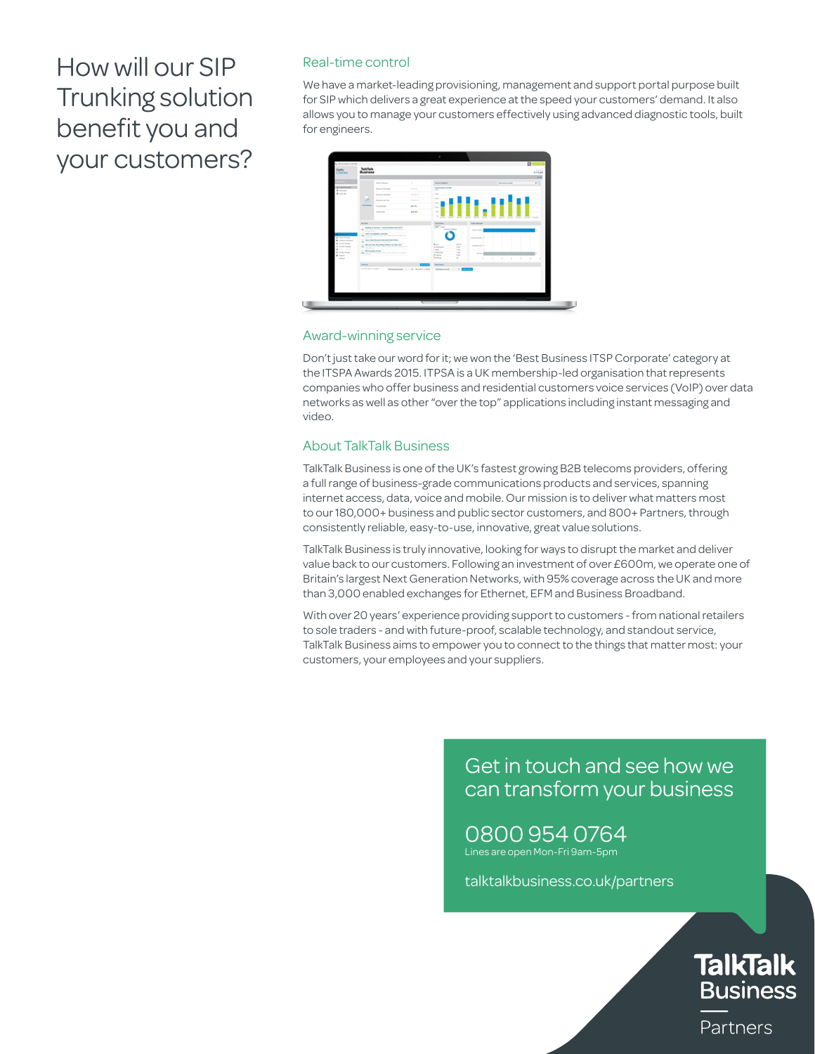# How will our SIP Trunking solution benefit you and your customers?

## Real-time control

We have a market-leading provisioning, management and support portal purpose built for SIP which delivers a great experience at the speed your customers' demand. It also allows you to manage your customers effectively using advanced diagnostic tools, built for engineers.

## Award-winning service

Don't just take our word for it; we won the 'Best Business ITSP Corporate' category at the ITSPA Awards 2015. ITPSA is a UK membership-led organisation that represents companies who offer business and residential customers voice services (VoIP) over data networks as well as other "over the top" applications including instant messaging and video.

## About TalkTalk Business

TalkTalk Business is one of the UK's fastest growing B2B telecoms providers, offering a full range of business-grade communications products and services, spanning internet access, data, voice and mobile. Our mission is to deliver what matters most to our 180,000+ business and public sector customers, and 800+ Partners, through consistently reliable, easy-to-use, innovative, great value solutions.

TalkTalk Business is truly innovative, looking for ways to disrupt the market and deliver value back to our customers. Following an investment of over £600m, we operate one of Britain's largest Next Generation Networks, with 95% coverage across the UK and more than 3,000 enabled exchanges for Ethernet, EFM and Business Broadband.

With over 20 years' experience providing support to customers - from national retailers to sole traders - and with future-proof, scalable technology, and standout service, TalkTalk Business aims to empower you to connect to the things that matter most: your customers, your employees and your suppliers.

## Get in touch and see how we can transform your business

0800 954 0764

Lines are open Mon-Fri 9am-5pm

talktalkbusiness.co.uk/partners

TalkTalk Business

Partners